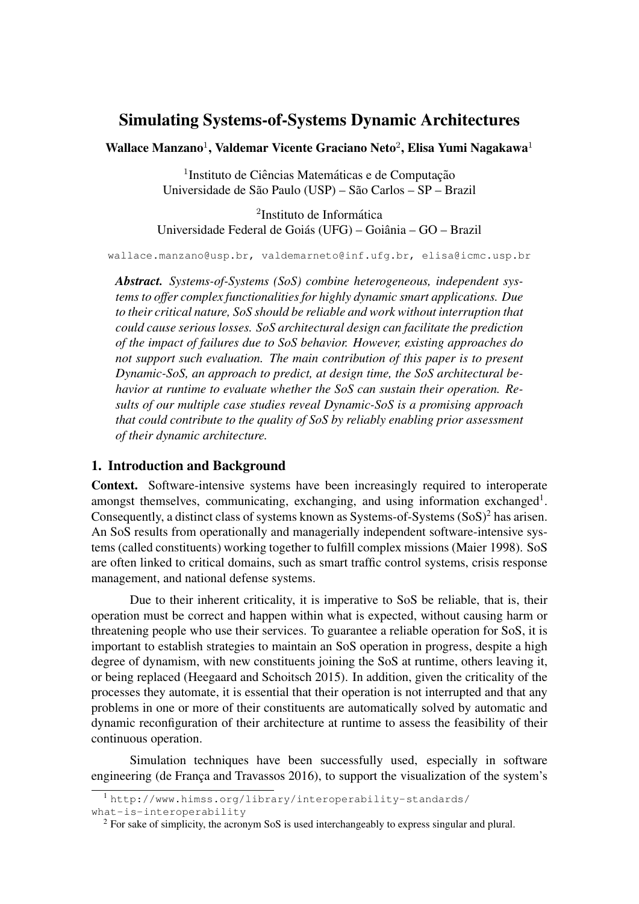# Simulating Systems-of-Systems Dynamic Architectures

**Wallace Manzano[1], Valdemar Vicente Graciano Neto[2], Elisa Yumi Nagakawa[1]**

[1]Instituto de Ciências Matemáticas e de Computação
Universidade de São Paulo (USP) – São Carlos – SP – Brazil

[2]Instituto de Informática
Universidade Federal de Goiás (UFG) – Goiânia – GO – Brazil

wallace.manzano@usp.br, valdemarneto@inf.ufg.br, elisa@icmc.usp.br

***Abstract.*** *Systems-of-Systems (SoS) combine heterogeneous, independent systems to offer complex functionalities for highly dynamic smart applications. Due to their critical nature, SoS should be reliable and work without interruption that could cause serious losses. SoS architectural design can facilitate the prediction of the impact of failures due to SoS behavior. However, existing approaches do not support such evaluation. The main contribution of this paper is to present Dynamic-SoS, an approach to predict, at design time, the SoS architectural behavior at runtime to evaluate whether the SoS can sustain their operation. Results of our multiple case studies reveal Dynamic-SoS is a promising approach that could contribute to the quality of SoS by reliably enabling prior assessment of their dynamic architecture.*

## 1. Introduction and Background

**Context.** Software-intensive systems have been increasingly required to interoperate amongst themselves, communicating, exchanging, and using information exchanged[1]. Consequently, a distinct class of systems known as Systems-of-Systems (SoS)[2] has arisen. An SoS results from operationally and managerially independent software-intensive systems (called constituents) working together to fulfill complex missions (Maier 1998). SoS are often linked to critical domains, such as smart traffic control systems, crisis response management, and national defense systems.

Due to their inherent criticality, it is imperative to SoS be reliable, that is, their operation must be correct and happen within what is expected, without causing harm or threatening people who use their services. To guarantee a reliable operation for SoS, it is important to establish strategies to maintain an SoS operation in progress, despite a high degree of dynamism, with new constituents joining the SoS at runtime, others leaving it, or being replaced (Heegaard and Schoitsch 2015). In addition, given the criticality of the processes they automate, it is essential that their operation is not interrupted and that any problems in one or more of their constituents are automatically solved by automatic and dynamic reconfiguration of their architecture at runtime to assess the feasibility of their continuous operation.

Simulation techniques have been successfully used, especially in software engineering (de França and Travassos 2016), to support the visualization of the system's

[1] http://www.himss.org/library/interoperability-standards/what-is-interoperability

[2] For sake of simplicity, the acronym SoS is used interchangeably to express singular and plural.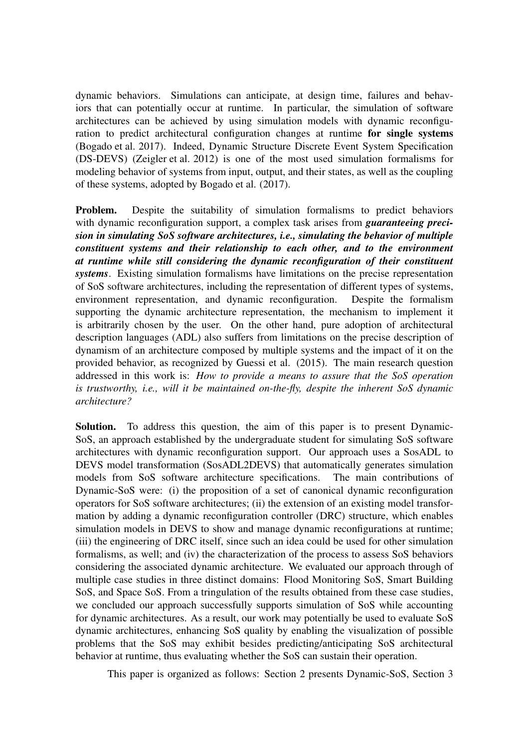dynamic behaviors. Simulations can anticipate, at design time, failures and behaviors that can potentially occur at runtime. In particular, the simulation of software architectures can be achieved by using simulation models with dynamic reconfiguration to predict architectural configuration changes at runtime **for single systems** (Bogado et al. 2017). Indeed, Dynamic Structure Discrete Event System Specification (DS-DEVS) (Zeigler et al. 2012) is one of the most used simulation formalisms for modeling behavior of systems from input, output, and their states, as well as the coupling of these systems, adopted by Bogado et al. (2017).

**Problem.** Despite the suitability of simulation formalisms to predict behaviors with dynamic reconfiguration support, a complex task arises from ***guaranteeing precision in simulating SoS software architectures, i.e., simulating the behavior of multiple constituent systems and their relationship to each other, and to the environment at runtime while still considering the dynamic reconfiguration of their constituent systems***. Existing simulation formalisms have limitations on the precise representation of SoS software architectures, including the representation of different types of systems, environment representation, and dynamic reconfiguration. Despite the formalism supporting the dynamic architecture representation, the mechanism to implement it is arbitrarily chosen by the user. On the other hand, pure adoption of architectural description languages (ADL) also suffers from limitations on the precise description of dynamism of an architecture composed by multiple systems and the impact of it on the provided behavior, as recognized by Guessi et al. (2015). The main research question addressed in this work is: *How to provide a means to assure that the SoS operation is trustworthy, i.e., will it be maintained on-the-fly, despite the inherent SoS dynamic architecture?*

**Solution.** To address this question, the aim of this paper is to present Dynamic-SoS, an approach established by the undergraduate student for simulating SoS software architectures with dynamic reconfiguration support. Our approach uses a SosADL to DEVS model transformation (SosADL2DEVS) that automatically generates simulation models from SoS software architecture specifications. The main contributions of Dynamic-SoS were: (i) the proposition of a set of canonical dynamic reconfiguration operators for SoS software architectures; (ii) the extension of an existing model transformation by adding a dynamic reconfiguration controller (DRC) structure, which enables simulation models in DEVS to show and manage dynamic reconfigurations at runtime; (iii) the engineering of DRC itself, since such an idea could be used for other simulation formalisms, as well; and (iv) the characterization of the process to assess SoS behaviors considering the associated dynamic architecture. We evaluated our approach through of multiple case studies in three distinct domains: Flood Monitoring SoS, Smart Building SoS, and Space SoS. From a tringulation of the results obtained from these case studies, we concluded our approach successfully supports simulation of SoS while accounting for dynamic architectures. As a result, our work may potentially be used to evaluate SoS dynamic architectures, enhancing SoS quality by enabling the visualization of possible problems that the SoS may exhibit besides predicting/anticipating SoS architectural behavior at runtime, thus evaluating whether the SoS can sustain their operation.

This paper is organized as follows: Section 2 presents Dynamic-SoS, Section 3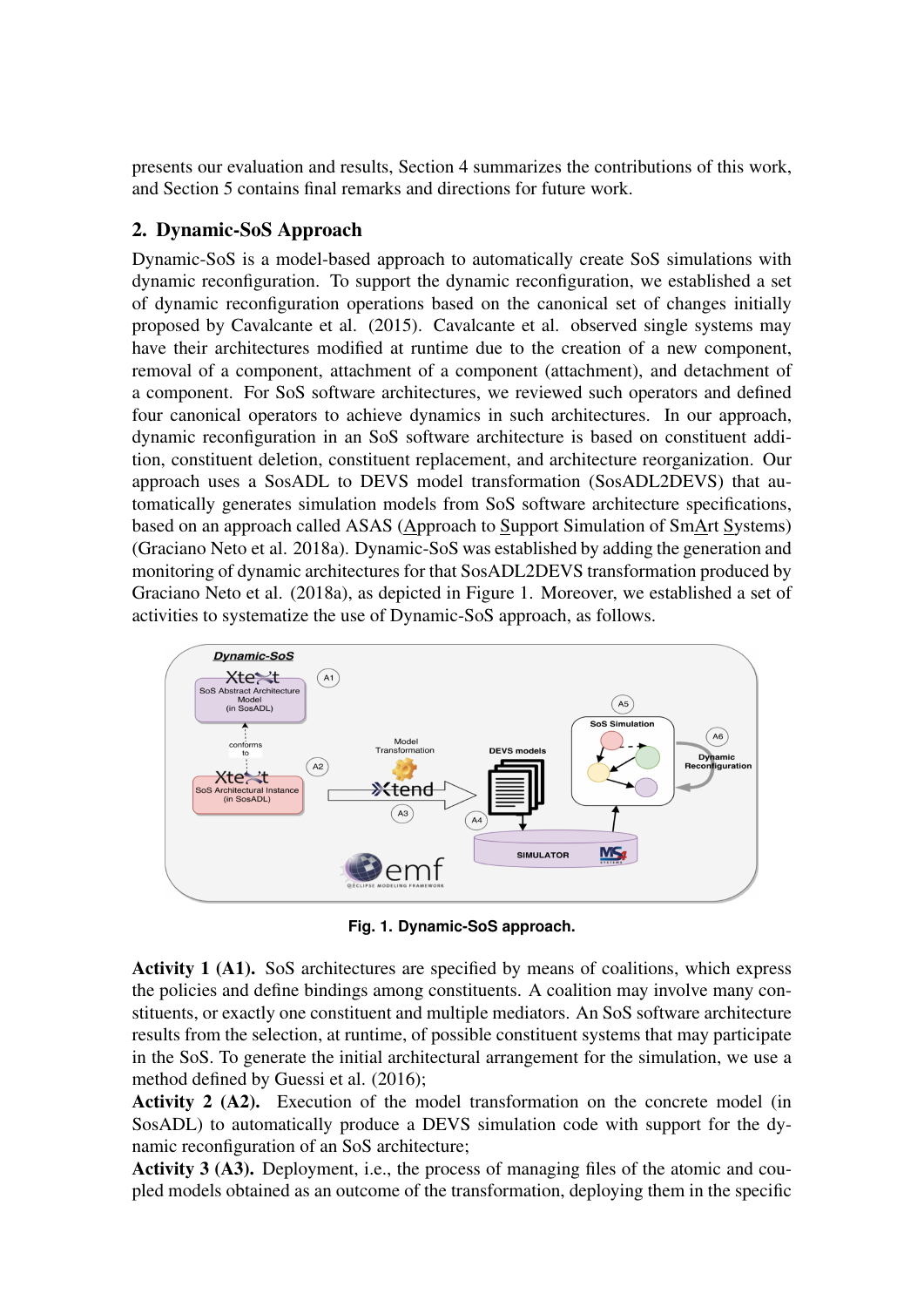presents our evaluation and results, Section 4 summarizes the contributions of this work, and Section 5 contains final remarks and directions for future work.

## 2. Dynamic-SoS Approach

Dynamic-SoS is a model-based approach to automatically create SoS simulations with dynamic reconfiguration. To support the dynamic reconfiguration, we established a set of dynamic reconfiguration operations based on the canonical set of changes initially proposed by Cavalcante et al. (2015). Cavalcante et al. observed single systems may have their architectures modified at runtime due to the creation of a new component, removal of a component, attachment of a component (attachment), and detachment of a component. For SoS software architectures, we reviewed such operators and defined four canonical operators to achieve dynamics in such architectures. In our approach, dynamic reconfiguration in an SoS software architecture is based on constituent addition, constituent deletion, constituent replacement, and architecture reorganization. Our approach uses a SosADL to DEVS model transformation (SosADL2DEVS) that automatically generates simulation models from SoS software architecture specifications, based on an approach called ASAS (Approach to Support Simulation of SmArt Systems) (Graciano Neto et al. 2018a). Dynamic-SoS was established by adding the generation and monitoring of dynamic architectures for that SosADL2DEVS transformation produced by Graciano Neto et al. (2018a), as depicted in Figure 1. Moreover, we established a set of activities to systematize the use of Dynamic-SoS approach, as follows.

**Fig. 1. Dynamic-SoS approach.**

**Activity 1 (A1).** SoS architectures are specified by means of coalitions, which express the policies and define bindings among constituents. A coalition may involve many constituents, or exactly one constituent and multiple mediators. An SoS software architecture results from the selection, at runtime, of possible constituent systems that may participate in the SoS. To generate the initial architectural arrangement for the simulation, we use a method defined by Guessi et al. (2016);

**Activity 2 (A2).** Execution of the model transformation on the concrete model (in SosADL) to automatically produce a DEVS simulation code with support for the dynamic reconfiguration of an SoS architecture;

**Activity 3 (A3).** Deployment, i.e., the process of managing files of the atomic and coupled models obtained as an outcome of the transformation, deploying them in the specific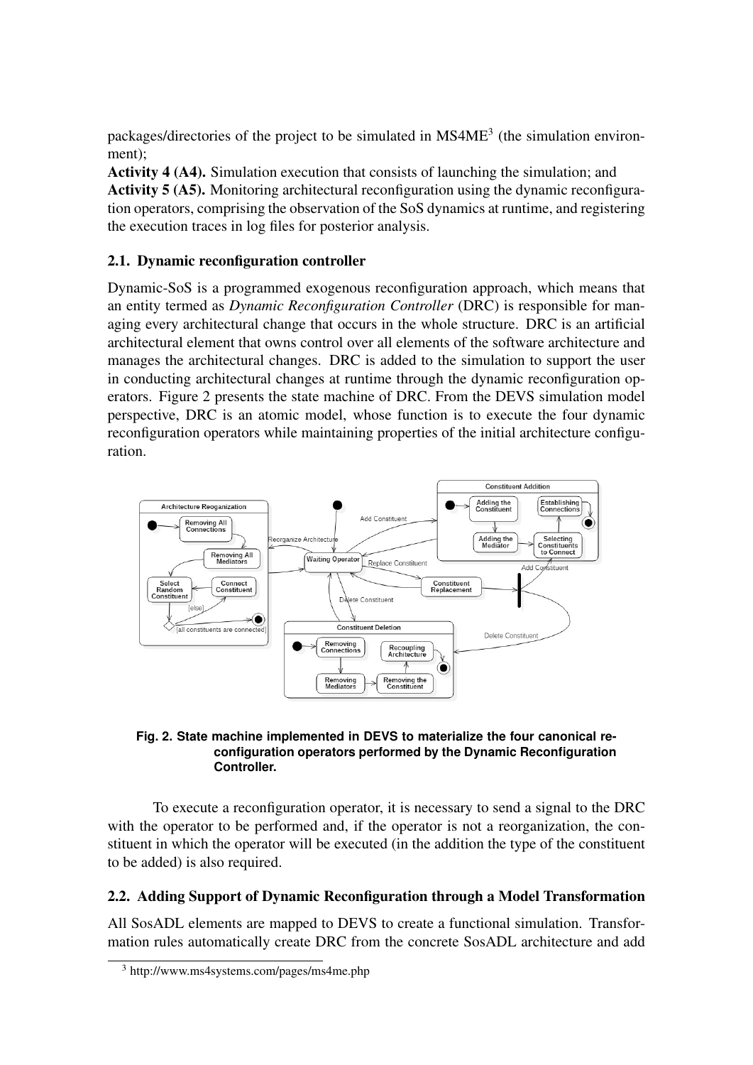packages/directories of the project to be simulated in MS4ME[3] (the simulation environment);

**Activity 4 (A4).** Simulation execution that consists of launching the simulation; and

**Activity 5 (A5).** Monitoring architectural reconfiguration using the dynamic reconfiguration operators, comprising the observation of the SoS dynamics at runtime, and registering the execution traces in log files for posterior analysis.

### 2.1. Dynamic reconfiguration controller

Dynamic-SoS is a programmed exogenous reconfiguration approach, which means that an entity termed as *Dynamic Reconfiguration Controller* (DRC) is responsible for managing every architectural change that occurs in the whole structure. DRC is an artificial architectural element that owns control over all elements of the software architecture and manages the architectural changes. DRC is added to the simulation to support the user in conducting architectural changes at runtime through the dynamic reconfiguration operators. Figure 2 presents the state machine of DRC. From the DEVS simulation model perspective, DRC is an atomic model, whose function is to execute the four dynamic reconfiguration operators while maintaining properties of the initial architecture configuration.

**Fig. 2. State machine implemented in DEVS to materialize the four canonical reconfiguration operators performed by the Dynamic Reconfiguration Controller.**

To execute a reconfiguration operator, it is necessary to send a signal to the DRC with the operator to be performed and, if the operator is not a reorganization, the constituent in which the operator will be executed (in the addition the type of the constituent to be added) is also required.

### 2.2. Adding Support of Dynamic Reconfiguration through a Model Transformation

All SosADL elements are mapped to DEVS to create a functional simulation. Transformation rules automatically create DRC from the concrete SosADL architecture and add

[3] http://www.ms4systems.com/pages/ms4me.php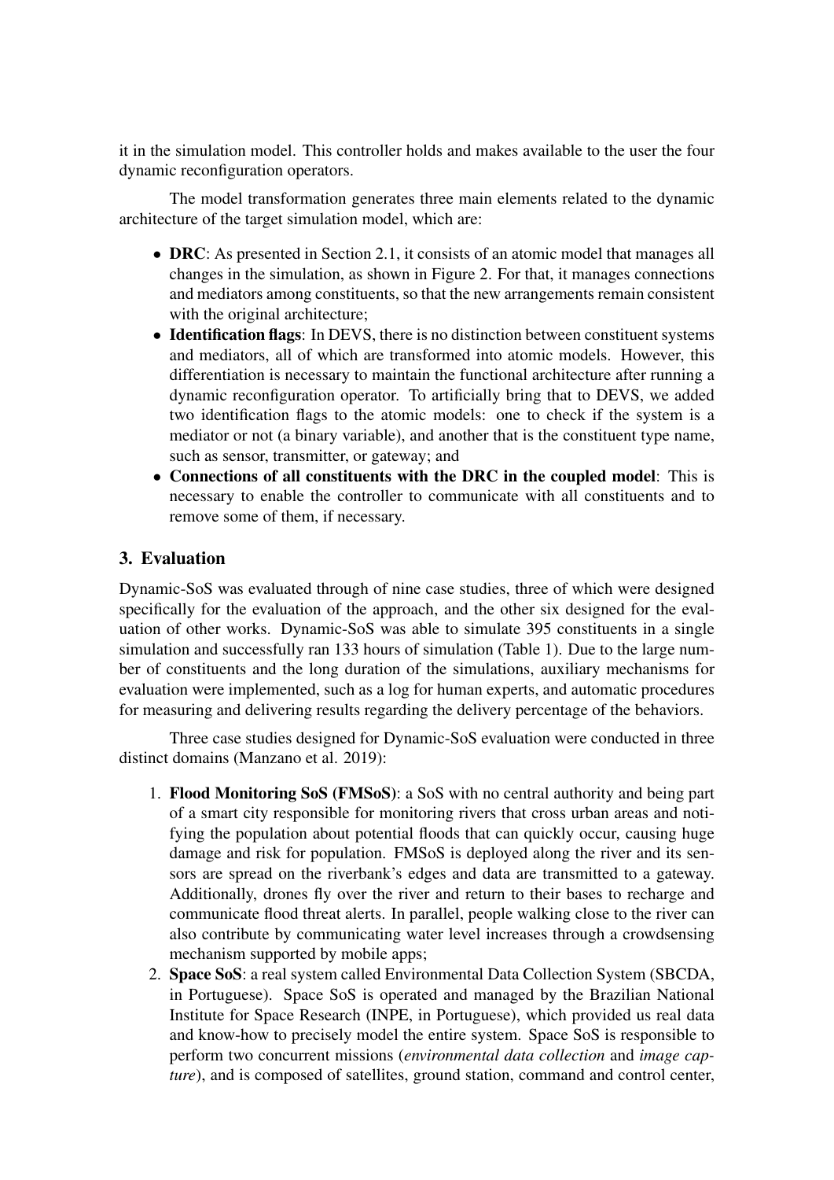it in the simulation model. This controller holds and makes available to the user the four dynamic reconfiguration operators.

The model transformation generates three main elements related to the dynamic architecture of the target simulation model, which are:

- **DRC**: As presented in Section 2.1, it consists of an atomic model that manages all changes in the simulation, as shown in Figure 2. For that, it manages connections and mediators among constituents, so that the new arrangements remain consistent with the original architecture;
- **Identification flags**: In DEVS, there is no distinction between constituent systems and mediators, all of which are transformed into atomic models. However, this differentiation is necessary to maintain the functional architecture after running a dynamic reconfiguration operator. To artificially bring that to DEVS, we added two identification flags to the atomic models: one to check if the system is a mediator or not (a binary variable), and another that is the constituent type name, such as sensor, transmitter, or gateway; and
- **Connections of all constituents with the DRC in the coupled model**: This is necessary to enable the controller to communicate with all constituents and to remove some of them, if necessary.

## 3. Evaluation

Dynamic-SoS was evaluated through of nine case studies, three of which were designed specifically for the evaluation of the approach, and the other six designed for the evaluation of other works. Dynamic-SoS was able to simulate 395 constituents in a single simulation and successfully ran 133 hours of simulation (Table 1). Due to the large number of constituents and the long duration of the simulations, auxiliary mechanisms for evaluation were implemented, such as a log for human experts, and automatic procedures for measuring and delivering results regarding the delivery percentage of the behaviors.

Three case studies designed for Dynamic-SoS evaluation were conducted in three distinct domains (Manzano et al. 2019):

1. **Flood Monitoring SoS (FMSoS)**: a SoS with no central authority and being part of a smart city responsible for monitoring rivers that cross urban areas and notifying the population about potential floods that can quickly occur, causing huge damage and risk for population. FMSoS is deployed along the river and its sensors are spread on the riverbank's edges and data are transmitted to a gateway. Additionally, drones fly over the river and return to their bases to recharge and communicate flood threat alerts. In parallel, people walking close to the river can also contribute by communicating water level increases through a crowdsensing mechanism supported by mobile apps;
2. **Space SoS**: a real system called Environmental Data Collection System (SBCDA, in Portuguese). Space SoS is operated and managed by the Brazilian National Institute for Space Research (INPE, in Portuguese), which provided us real data and know-how to precisely model the entire system. Space SoS is responsible to perform two concurrent missions (*environmental data collection* and *image capture*), and is composed of satellites, ground station, command and control center,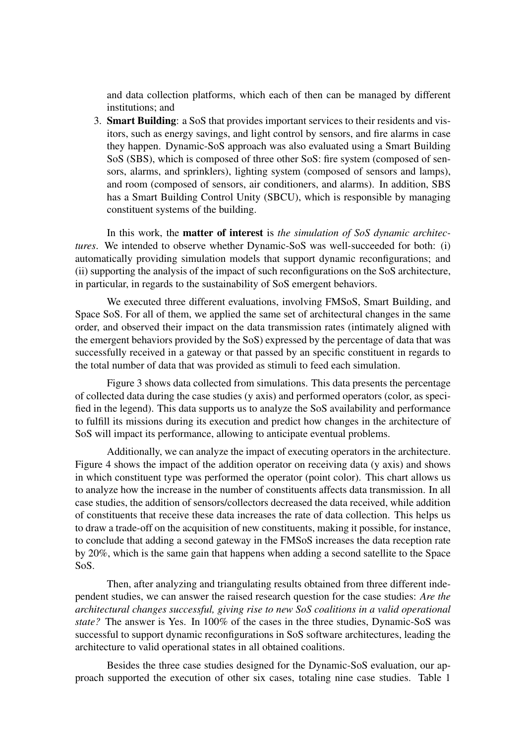and data collection platforms, which each of then can be managed by different institutions; and

3. **Smart Building**: a SoS that provides important services to their residents and visitors, such as energy savings, and light control by sensors, and fire alarms in case they happen. Dynamic-SoS approach was also evaluated using a Smart Building SoS (SBS), which is composed of three other SoS: fire system (composed of sensors, alarms, and sprinklers), lighting system (composed of sensors and lamps), and room (composed of sensors, air conditioners, and alarms). In addition, SBS has a Smart Building Control Unity (SBCU), which is responsible by managing constituent systems of the building.

In this work, the **matter of interest** is *the simulation of SoS dynamic architectures*. We intended to observe whether Dynamic-SoS was well-succeeded for both: (i) automatically providing simulation models that support dynamic reconfigurations; and (ii) supporting the analysis of the impact of such reconfigurations on the SoS architecture, in particular, in regards to the sustainability of SoS emergent behaviors.

We executed three different evaluations, involving FMSoS, Smart Building, and Space SoS. For all of them, we applied the same set of architectural changes in the same order, and observed their impact on the data transmission rates (intimately aligned with the emergent behaviors provided by the SoS) expressed by the percentage of data that was successfully received in a gateway or that passed by an specific constituent in regards to the total number of data that was provided as stimuli to feed each simulation.

Figure 3 shows data collected from simulations. This data presents the percentage of collected data during the case studies (y axis) and performed operators (color, as specified in the legend). This data supports us to analyze the SoS availability and performance to fulfill its missions during its execution and predict how changes in the architecture of SoS will impact its performance, allowing to anticipate eventual problems.

Additionally, we can analyze the impact of executing operators in the architecture. Figure 4 shows the impact of the addition operator on receiving data (y axis) and shows in which constituent type was performed the operator (point color). This chart allows us to analyze how the increase in the number of constituents affects data transmission. In all case studies, the addition of sensors/collectors decreased the data received, while addition of constituents that receive these data increases the rate of data collection. This helps us to draw a trade-off on the acquisition of new constituents, making it possible, for instance, to conclude that adding a second gateway in the FMSoS increases the data reception rate by 20%, which is the same gain that happens when adding a second satellite to the Space SoS.

Then, after analyzing and triangulating results obtained from three different independent studies, we can answer the raised research question for the case studies: *Are the architectural changes successful, giving rise to new SoS coalitions in a valid operational state?* The answer is Yes. In 100% of the cases in the three studies, Dynamic-SoS was successful to support dynamic reconfigurations in SoS software architectures, leading the architecture to valid operational states in all obtained coalitions.

Besides the three case studies designed for the Dynamic-SoS evaluation, our approach supported the execution of other six cases, totaling nine case studies. Table 1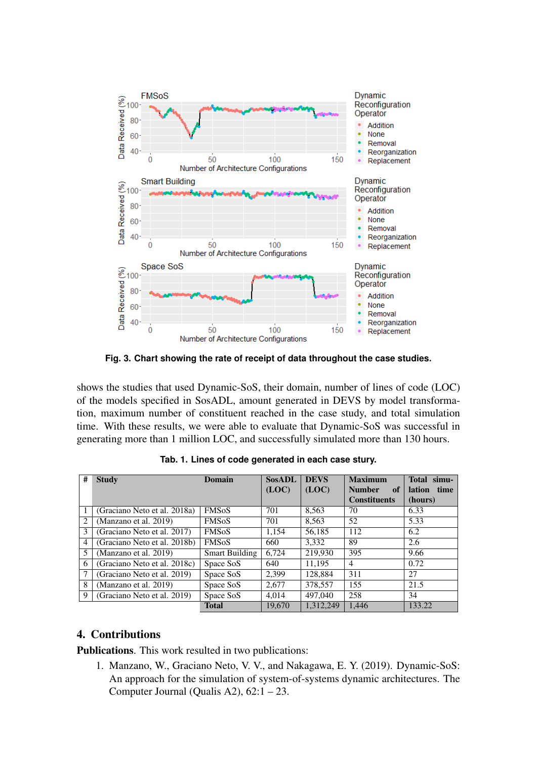Fig. 3. Chart showing the rate of receipt of data throughout the case studies.

shows the studies that used Dynamic-SoS, their domain, number of lines of code (LOC) of the models specified in SosADL, amount generated in DEVS by model transformation, maximum number of constituent reached in the case study, and total simulation time. With these results, we were able to evaluate that Dynamic-SoS was successful in generating more than 1 million LOC, and successfully simulated more than 130 hours.

Tab. 1. Lines of code generated in each case stury.

| # | Study | Domain | SosADL (LOC) | DEVS (LOC) | Maximum Number of Constituents | Total simulation time (hours) |
|---|---|---|---|---|---|---|
| 1 | (Graciano Neto et al. 2018a) | FMSoS | 701 | 8,563 | 70 | 6.33 |
| 2 | (Manzano et al. 2019) | FMSoS | 701 | 8,563 | 52 | 5.33 |
| 3 | (Graciano Neto et al. 2017) | FMSoS | 1,154 | 56,185 | 112 | 6.2 |
| 4 | (Graciano Neto et al. 2018b) | FMSoS | 660 | 3,332 | 89 | 2.6 |
| 5 | (Manzano et al. 2019) | Smart Building | 6,724 | 219,930 | 395 | 9.66 |
| 6 | (Graciano Neto et al. 2018c) | Space SoS | 640 | 11,195 | 4 | 0.72 |
| 7 | (Graciano Neto et al. 2019) | Space SoS | 2,399 | 128,884 | 311 | 27 |
| 8 | (Manzano et al. 2019) | Space SoS | 2,677 | 378,557 | 155 | 21.5 |
| 9 | (Graciano Neto et al. 2019) | Space SoS | 4,014 | 497,040 | 258 | 34 |
| | | **Total** | 19,670 | 1,312,249 | 1,446 | 133.22 |

## 4. Contributions

**Publications**. This work resulted in two publications:

1. Manzano, W., Graciano Neto, V. V., and Nakagawa, E. Y. (2019). Dynamic-SoS: An approach for the simulation of system-of-systems dynamic architectures. The Computer Journal (Qualis A2), 62:1 – 23.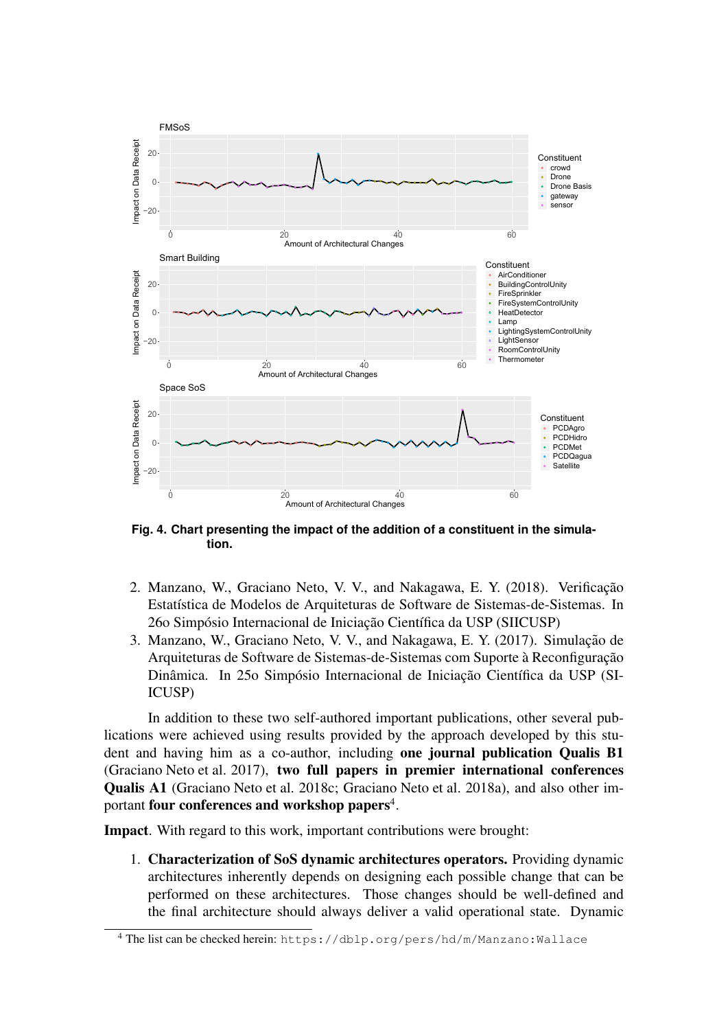**Fig. 4. Chart presenting the impact of the addition of a constituent in the simulation.**

2. Manzano, W., Graciano Neto, V. V., and Nakagawa, E. Y. (2018). Verificação Estatística de Modelos de Arquiteturas de Software de Sistemas-de-Sistemas. In 26o Simpósio Internacional de Iniciação Científica da USP (SIICUSP)
3. Manzano, W., Graciano Neto, V. V., and Nakagawa, E. Y. (2017). Simulação de Arquiteturas de Software de Sistemas-de-Sistemas com Suporte à Reconfiguração Dinâmica. In 25o Simpósio Internacional de Iniciação Científica da USP (SIICUSP)

In addition to these two self-authored important publications, other several publications were achieved using results provided by the approach developed by this student and having him as a co-author, including **one journal publication Qualis B1** (Graciano Neto et al. 2017), **two full papers in premier international conferences Qualis A1** (Graciano Neto et al. 2018c; Graciano Neto et al. 2018a), and also other important **four conferences and workshop papers**[4].

**Impact**. With regard to this work, important contributions were brought:

1. **Characterization of SoS dynamic architectures operators.** Providing dynamic architectures inherently depends on designing each possible change that can be performed on these architectures. Those changes should be well-defined and the final architecture should always deliver a valid operational state. Dynamic

[4] The list can be checked herein: `https://dblp.org/pers/hd/m/Manzano:Wallace`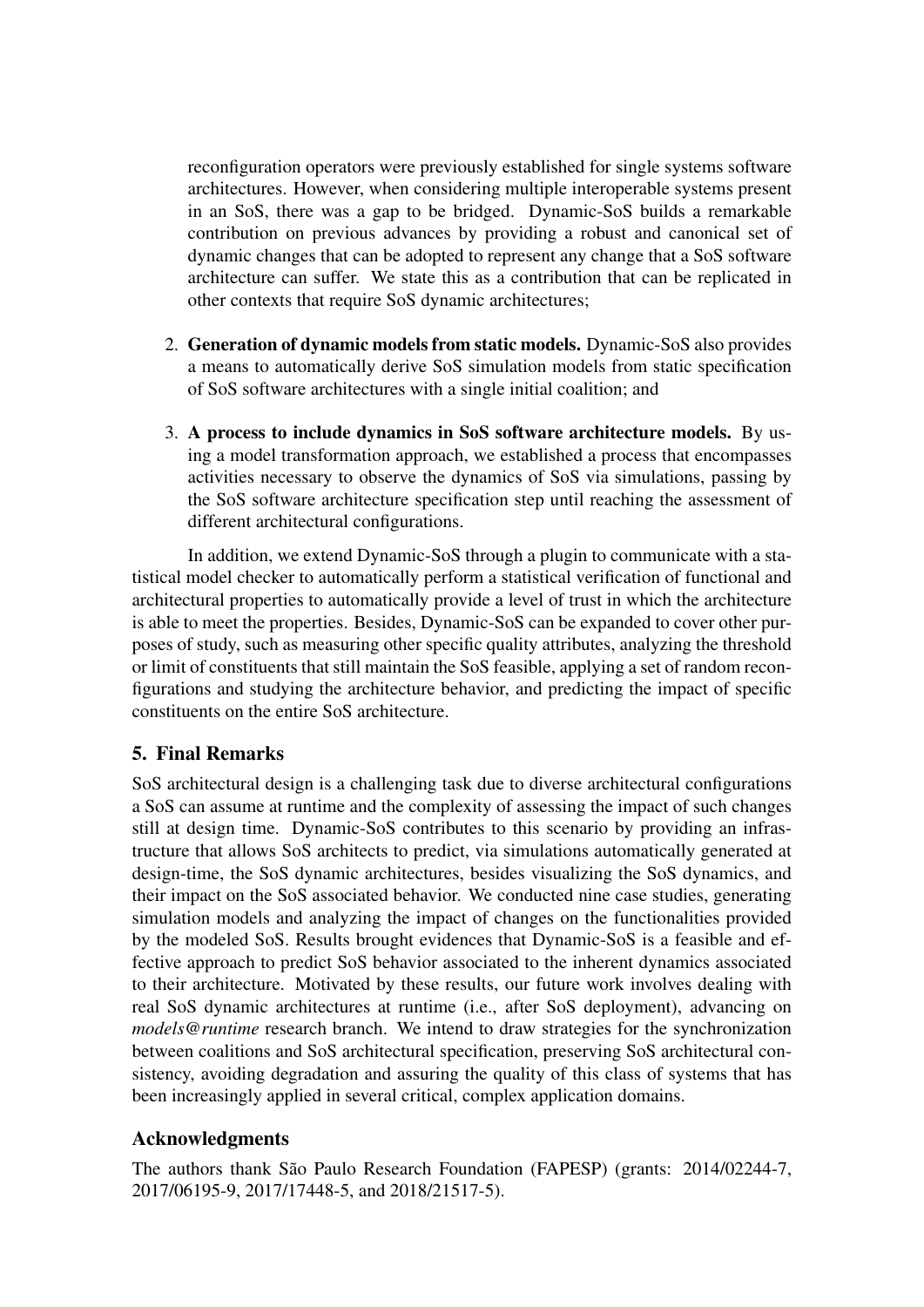reconfiguration operators were previously established for single systems software architectures. However, when considering multiple interoperable systems present in an SoS, there was a gap to be bridged. Dynamic-SoS builds a remarkable contribution on previous advances by providing a robust and canonical set of dynamic changes that can be adopted to represent any change that a SoS software architecture can suffer. We state this as a contribution that can be replicated in other contexts that require SoS dynamic architectures;

2. **Generation of dynamic models from static models.** Dynamic-SoS also provides a means to automatically derive SoS simulation models from static specification of SoS software architectures with a single initial coalition; and

3. **A process to include dynamics in SoS software architecture models.** By using a model transformation approach, we established a process that encompasses activities necessary to observe the dynamics of SoS via simulations, passing by the SoS software architecture specification step until reaching the assessment of different architectural configurations.

In addition, we extend Dynamic-SoS through a plugin to communicate with a statistical model checker to automatically perform a statistical verification of functional and architectural properties to automatically provide a level of trust in which the architecture is able to meet the properties. Besides, Dynamic-SoS can be expanded to cover other purposes of study, such as measuring other specific quality attributes, analyzing the threshold or limit of constituents that still maintain the SoS feasible, applying a set of random reconfigurations and studying the architecture behavior, and predicting the impact of specific constituents on the entire SoS architecture.

## 5. Final Remarks

SoS architectural design is a challenging task due to diverse architectural configurations a SoS can assume at runtime and the complexity of assessing the impact of such changes still at design time. Dynamic-SoS contributes to this scenario by providing an infrastructure that allows SoS architects to predict, via simulations automatically generated at design-time, the SoS dynamic architectures, besides visualizing the SoS dynamics, and their impact on the SoS associated behavior. We conducted nine case studies, generating simulation models and analyzing the impact of changes on the functionalities provided by the modeled SoS. Results brought evidences that Dynamic-SoS is a feasible and effective approach to predict SoS behavior associated to the inherent dynamics associated to their architecture. Motivated by these results, our future work involves dealing with real SoS dynamic architectures at runtime (i.e., after SoS deployment), advancing on *models@runtime* research branch. We intend to draw strategies for the synchronization between coalitions and SoS architectural specification, preserving SoS architectural consistency, avoiding degradation and assuring the quality of this class of systems that has been increasingly applied in several critical, complex application domains.

## Acknowledgments

The authors thank São Paulo Research Foundation (FAPESP) (grants: 2014/02244-7, 2017/06195-9, 2017/17448-5, and 2018/21517-5).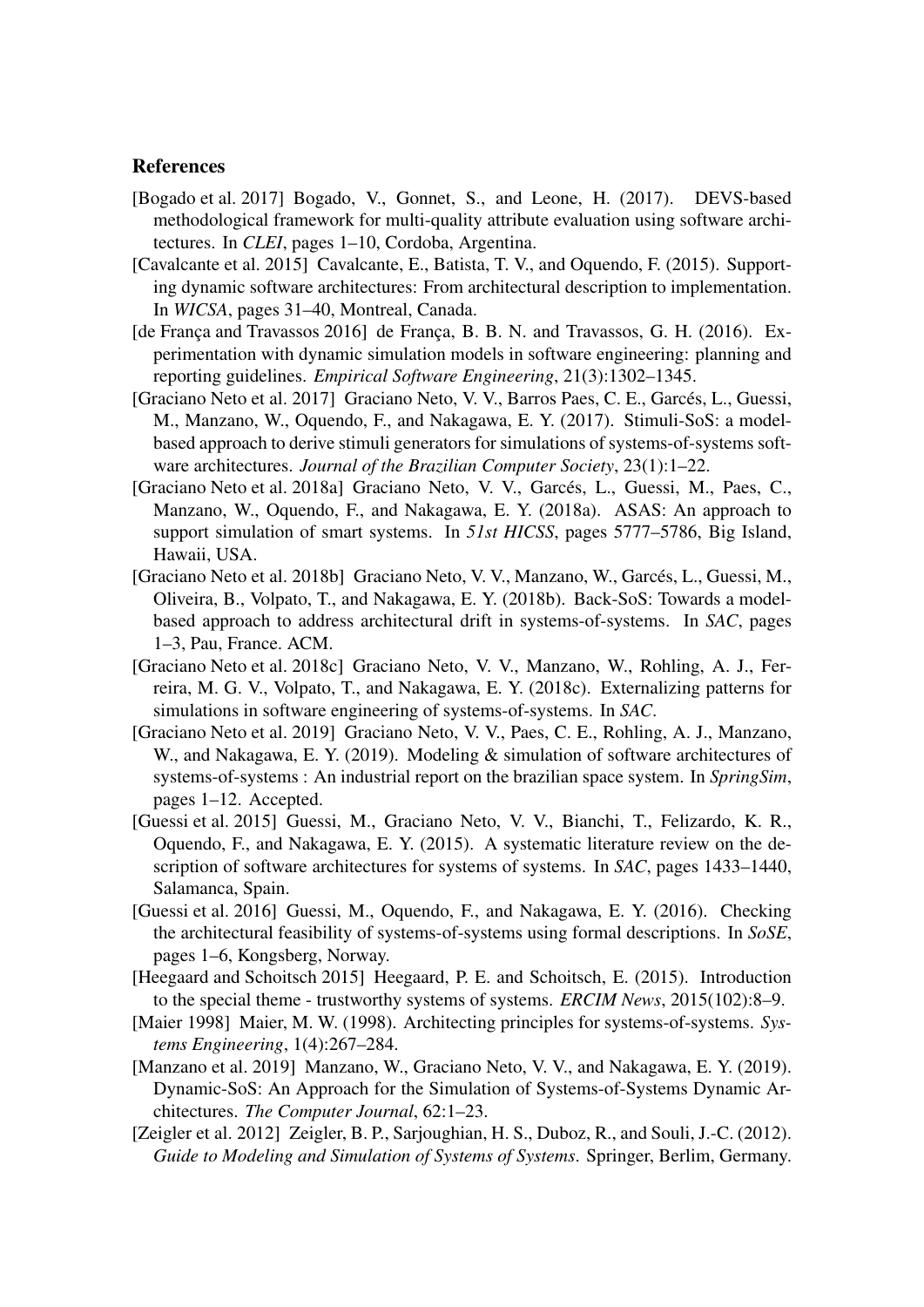## References

[Bogado et al. 2017] Bogado, V., Gonnet, S., and Leone, H. (2017). DEVS-based methodological framework for multi-quality attribute evaluation using software architectures. In *CLEI*, pages 1–10, Cordoba, Argentina.

[Cavalcante et al. 2015] Cavalcante, E., Batista, T. V., and Oquendo, F. (2015). Supporting dynamic software architectures: From architectural description to implementation. In *WICSA*, pages 31–40, Montreal, Canada.

[de França and Travassos 2016] de França, B. B. N. and Travassos, G. H. (2016). Experimentation with dynamic simulation models in software engineering: planning and reporting guidelines. *Empirical Software Engineering*, 21(3):1302–1345.

[Graciano Neto et al. 2017] Graciano Neto, V. V., Barros Paes, C. E., Garcés, L., Guessi, M., Manzano, W., Oquendo, F., and Nakagawa, E. Y. (2017). Stimuli-SoS: a model-based approach to derive stimuli generators for simulations of systems-of-systems software architectures. *Journal of the Brazilian Computer Society*, 23(1):1–22.

[Graciano Neto et al. 2018a] Graciano Neto, V. V., Garcés, L., Guessi, M., Paes, C., Manzano, W., Oquendo, F., and Nakagawa, E. Y. (2018a). ASAS: An approach to support simulation of smart systems. In *51st HICSS*, pages 5777–5786, Big Island, Hawaii, USA.

[Graciano Neto et al. 2018b] Graciano Neto, V. V., Manzano, W., Garcés, L., Guessi, M., Oliveira, B., Volpato, T., and Nakagawa, E. Y. (2018b). Back-SoS: Towards a model-based approach to address architectural drift in systems-of-systems. In *SAC*, pages 1–3, Pau, France. ACM.

[Graciano Neto et al. 2018c] Graciano Neto, V. V., Manzano, W., Rohling, A. J., Ferreira, M. G. V., Volpato, T., and Nakagawa, E. Y. (2018c). Externalizing patterns for simulations in software engineering of systems-of-systems. In *SAC*.

[Graciano Neto et al. 2019] Graciano Neto, V. V., Paes, C. E., Rohling, A. J., Manzano, W., and Nakagawa, E. Y. (2019). Modeling & simulation of software architectures of systems-of-systems : An industrial report on the brazilian space system. In *SpringSim*, pages 1–12. Accepted.

[Guessi et al. 2015] Guessi, M., Graciano Neto, V. V., Bianchi, T., Felizardo, K. R., Oquendo, F., and Nakagawa, E. Y. (2015). A systematic literature review on the description of software architectures for systems of systems. In *SAC*, pages 1433–1440, Salamanca, Spain.

[Guessi et al. 2016] Guessi, M., Oquendo, F., and Nakagawa, E. Y. (2016). Checking the architectural feasibility of systems-of-systems using formal descriptions. In *SoSE*, pages 1–6, Kongsberg, Norway.

[Heegaard and Schoitsch 2015] Heegaard, P. E. and Schoitsch, E. (2015). Introduction to the special theme - trustworthy systems of systems. *ERCIM News*, 2015(102):8–9.

[Maier 1998] Maier, M. W. (1998). Architecting principles for systems-of-systems. *Systems Engineering*, 1(4):267–284.

[Manzano et al. 2019] Manzano, W., Graciano Neto, V. V., and Nakagawa, E. Y. (2019). Dynamic-SoS: An Approach for the Simulation of Systems-of-Systems Dynamic Architectures. *The Computer Journal*, 62:1–23.

[Zeigler et al. 2012] Zeigler, B. P., Sarjoughian, H. S., Duboz, R., and Souli, J.-C. (2012). *Guide to Modeling and Simulation of Systems of Systems*. Springer, Berlim, Germany.